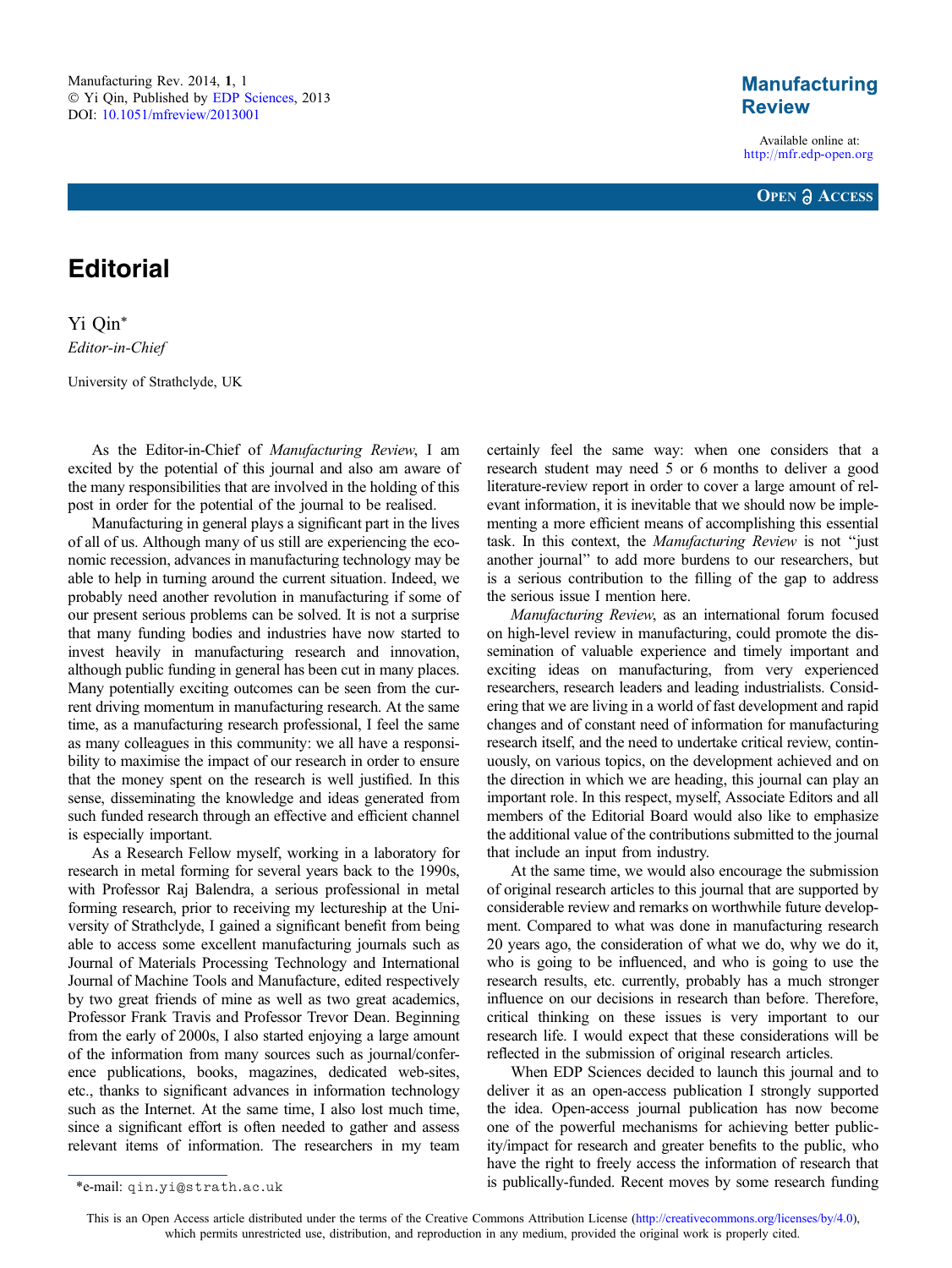// Title, author, and affiliation block kept; top-of-page journal metadata and license footer left out
# Editorial

Yi Qin*

*Editor-in-Chief*

University of Strathclyde, UK

As the Editor-in-Chief of *Manufacturing Review*, I am excited by the potential of this journal and also am aware of the many responsibilities that are involved in the holding of this post in order for the potential of the journal to be realised.

Manufacturing in general plays a significant part in the lives of all of us. Although many of us still are experiencing the economic recession, advances in manufacturing technology may be able to help in turning around the current situation. Indeed, we probably need another revolution in manufacturing if some of our present serious problems can be solved. It is not a surprise that many funding bodies and industries have now started to invest heavily in manufacturing research and innovation, although public funding in general has been cut in many places. Many potentially exciting outcomes can be seen from the current driving momentum in manufacturing research. At the same time, as a manufacturing research professional, I feel the same as many colleagues in this community: we all have a responsibility to maximise the impact of our research in order to ensure that the money spent on the research is well justified. In this sense, disseminating the knowledge and ideas generated from such funded research through an effective and efficient channel is especially important.

As a Research Fellow myself, working in a laboratory for research in metal forming for several years back to the 1990s, with Professor Raj Balendra, a serious professional in metal forming research, prior to receiving my lectureship at the University of Strathclyde, I gained a significant benefit from being able to access some excellent manufacturing journals such as Journal of Materials Processing Technology and International Journal of Machine Tools and Manufacture, edited respectively by two great friends of mine as well as two great academics, Professor Frank Travis and Professor Trevor Dean. Beginning from the early of 2000s, I also started enjoying a large amount of the information from many sources such as journal/conference publications, books, magazines, dedicated web-sites, etc., thanks to significant advances in information technology such as the Internet. At the same time, I also lost much time, since a significant effort is often needed to gather and assess relevant items of information. The researchers in my team certainly feel the same way: when one considers that a research student may need 5 or 6 months to deliver a good literature-review report in order to cover a large amount of relevant information, it is inevitable that we should now be implementing a more efficient means of accomplishing this essential task. In this context, the *Manufacturing Review* is not "just another journal" to add more burdens to our researchers, but is a serious contribution to the filling of the gap to address the serious issue I mention here.

*Manufacturing Review*, as an international forum focused on high-level review in manufacturing, could promote the dissemination of valuable experience and timely important and exciting ideas on manufacturing, from very experienced researchers, research leaders and leading industrialists. Considering that we are living in a world of fast development and rapid changes and of constant need of information for manufacturing research itself, and the need to undertake critical review, continuously, on various topics, on the development achieved and on the direction in which we are heading, this journal can play an important role. In this respect, myself, Associate Editors and all members of the Editorial Board would also like to emphasize the additional value of the contributions submitted to the journal that include an input from industry.

At the same time, we would also encourage the submission of original research articles to this journal that are supported by considerable review and remarks on worthwhile future development. Compared to what was done in manufacturing research 20 years ago, the consideration of what we do, why we do it, who is going to be influenced, and who is going to use the research results, etc. currently, probably has a much stronger influence on our decisions in research than before. Therefore, critical thinking on these issues is very important to our research life. I would expect that these considerations will be reflected in the submission of original research articles.

When EDP Sciences decided to launch this journal and to deliver it as an open-access publication I strongly supported the idea. Open-access journal publication has now become one of the powerful mechanisms for achieving better publicity/impact for research and greater benefits to the public, who have the right to freely access the information of research that is publically-funded. Recent moves by some research funding

*e-mail: qin.yi@strath.ac.uk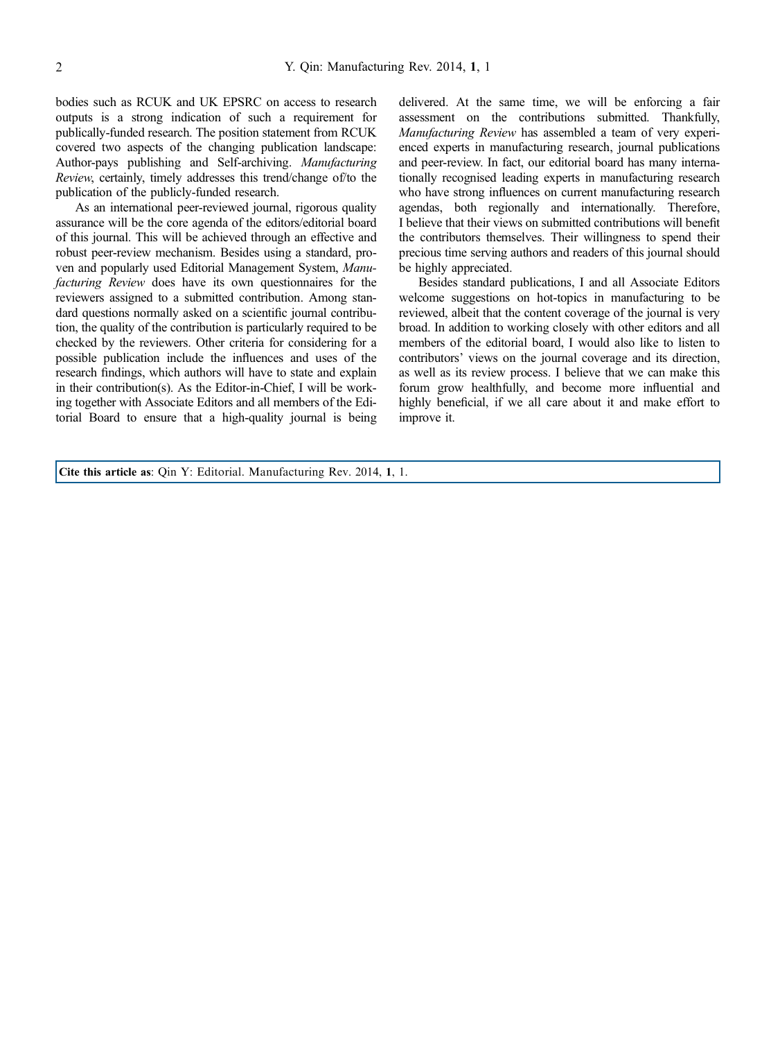bodies such as RCUK and UK EPSRC on access to research outputs is a strong indication of such a requirement for publically-funded research. The position statement from RCUK covered two aspects of the changing publication landscape: Author-pays publishing and Self-archiving. *Manufacturing Review*, certainly, timely addresses this trend/change of/to the publication of the publicly-funded research.

As an international peer-reviewed journal, rigorous quality assurance will be the core agenda of the editors/editorial board of this journal. This will be achieved through an effective and robust peer-review mechanism. Besides using a standard, proven and popularly used Editorial Management System, *Manufacturing Review* does have its own questionnaires for the reviewers assigned to a submitted contribution. Among standard questions normally asked on a scientific journal contribution, the quality of the contribution is particularly required to be checked by the reviewers. Other criteria for considering for a possible publication include the influences and uses of the research findings, which authors will have to state and explain in their contribution(s). As the Editor-in-Chief, I will be working together with Associate Editors and all members of the Editorial Board to ensure that a high-quality journal is being delivered. At the same time, we will be enforcing a fair assessment on the contributions submitted. Thankfully, *Manufacturing Review* has assembled a team of very experienced experts in manufacturing research, journal publications and peer-review. In fact, our editorial board has many internationally recognised leading experts in manufacturing research who have strong influences on current manufacturing research agendas, both regionally and internationally. Therefore, I believe that their views on submitted contributions will benefit the contributors themselves. Their willingness to spend their precious time serving authors and readers of this journal should be highly appreciated.

Besides standard publications, I and all Associate Editors welcome suggestions on hot-topics in manufacturing to be reviewed, albeit that the content coverage of the journal is very broad. In addition to working closely with other editors and all members of the editorial board, I would also like to listen to contributors' views on the journal coverage and its direction, as well as its review process. I believe that we can make this forum grow healthfully, and become more influential and highly beneficial, if we all care about it and make effort to improve it.

**Cite this article as**: Qin Y: Editorial. Manufacturing Rev. 2014, **1**, 1.